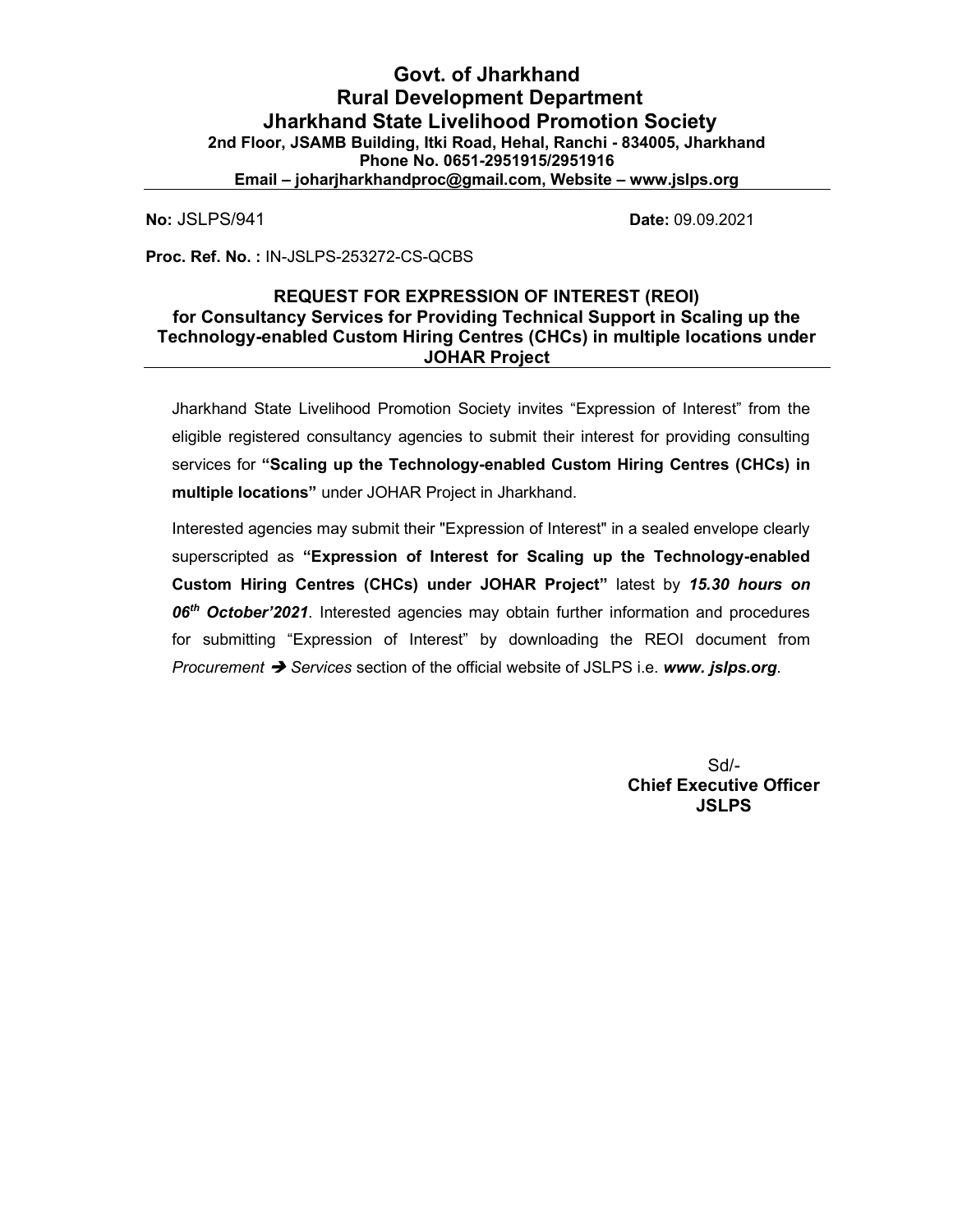# Govt. of Jharkhand
# Rural Development Department
# Jharkhand State Livelihood Promotion Society

**2nd Floor, JSAMB Building, Itki Road, Hehal, Ranchi - 834005, Jharkhand**
**Phone No. 0651-2951915/2951916**
**Email – joharjharkhandproc@gmail.com, Website – www.jslps.org**

---

**No:** JSLPS/941 **Date:** 09.09.2021

**Proc. Ref. No. :** IN-JSLPS-253272-CS-QCBS

## REQUEST FOR EXPRESSION OF INTEREST (REOI) for Consultancy Services for Providing Technical Support in Scaling up the Technology-enabled Custom Hiring Centres (CHCs) in multiple locations under JOHAR Project

---

Jharkhand State Livelihood Promotion Society invites "Expression of Interest" from the eligible registered consultancy agencies to submit their interest for providing consulting services for **"Scaling up the Technology-enabled Custom Hiring Centres (CHCs) in multiple locations"** under JOHAR Project in Jharkhand.

Interested agencies may submit their "Expression of Interest" in a sealed envelope clearly superscripted as **"Expression of Interest for Scaling up the Technology-enabled Custom Hiring Centres (CHCs) under JOHAR Project"** latest by ***15.30 hours on 06th October'2021***. Interested agencies may obtain further information and procedures for submitting "Expression of Interest" by downloading the REOI document from *Procurement ➔ Services* section of the official website of JSLPS i.e. ***www. jslps.org***.

Sd/-
**Chief Executive Officer**
**JSLPS**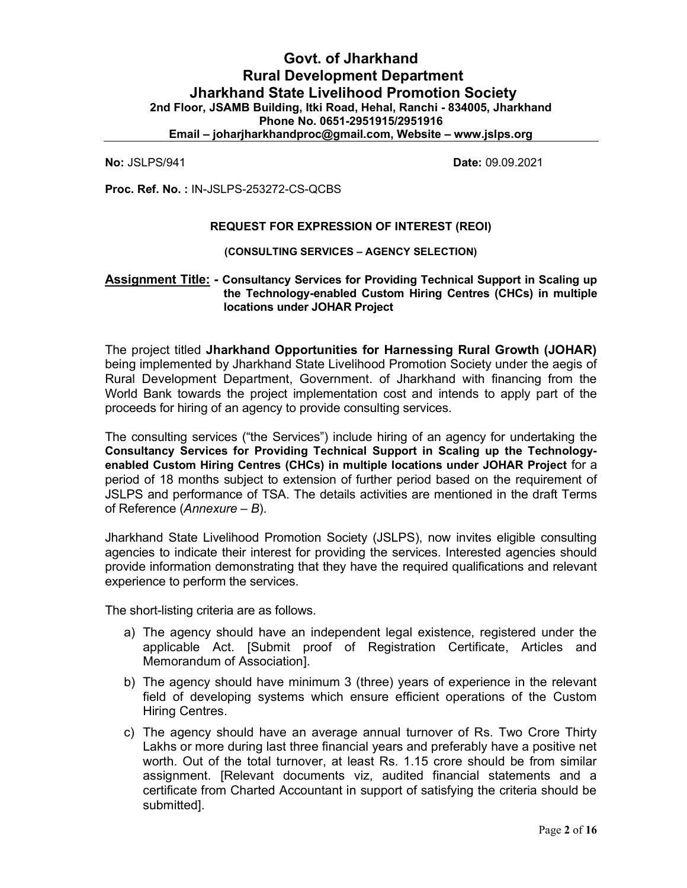# Govt. of Jharkhand
# Rural Development Department
# Jharkhand State Livelihood Promotion Society

**2nd Floor, JSAMB Building, Itki Road, Hehal, Ranchi - 834005, Jharkhand**
**Phone No. 0651-2951915/2951916**
**Email – joharjharkhandproc@gmail.com, Website – www.jslps.org**

---

**No:** JSLPS/941 **Date:** 09.09.2021

**Proc. Ref. No. :** IN-JSLPS-253272-CS-QCBS

### REQUEST FOR EXPRESSION OF INTEREST (REOI)

#### (CONSULTING SERVICES – AGENCY SELECTION)

**Assignment Title: - Consultancy Services for Providing Technical Support in Scaling up the Technology-enabled Custom Hiring Centres (CHCs) in multiple locations under JOHAR Project**

The project titled **Jharkhand Opportunities for Harnessing Rural Growth (JOHAR)** being implemented by Jharkhand State Livelihood Promotion Society under the aegis of Rural Development Department, Government. of Jharkhand with financing from the World Bank towards the project implementation cost and intends to apply part of the proceeds for hiring of an agency to provide consulting services.

The consulting services ("the Services") include hiring of an agency for undertaking the **Consultancy Services for Providing Technical Support in Scaling up the Technology-enabled Custom Hiring Centres (CHCs) in multiple locations under JOHAR Project** for a period of 18 months subject to extension of further period based on the requirement of JSLPS and performance of TSA. The details activities are mentioned in the draft Terms of Reference (*Annexure – B*).

Jharkhand State Livelihood Promotion Society (JSLPS), now invites eligible consulting agencies to indicate their interest for providing the services. Interested agencies should provide information demonstrating that they have the required qualifications and relevant experience to perform the services.

The short-listing criteria are as follows.

a) The agency should have an independent legal existence, registered under the applicable Act. [Submit proof of Registration Certificate, Articles and Memorandum of Association].

b) The agency should have minimum 3 (three) years of experience in the relevant field of developing systems which ensure efficient operations of the Custom Hiring Centres.

c) The agency should have an average annual turnover of Rs. Two Crore Thirty Lakhs or more during last three financial years and preferably have a positive net worth. Out of the total turnover, at least Rs. 1.15 crore should be from similar assignment. [Relevant documents viz, audited financial statements and a certificate from Charted Accountant in support of satisfying the criteria should be submitted].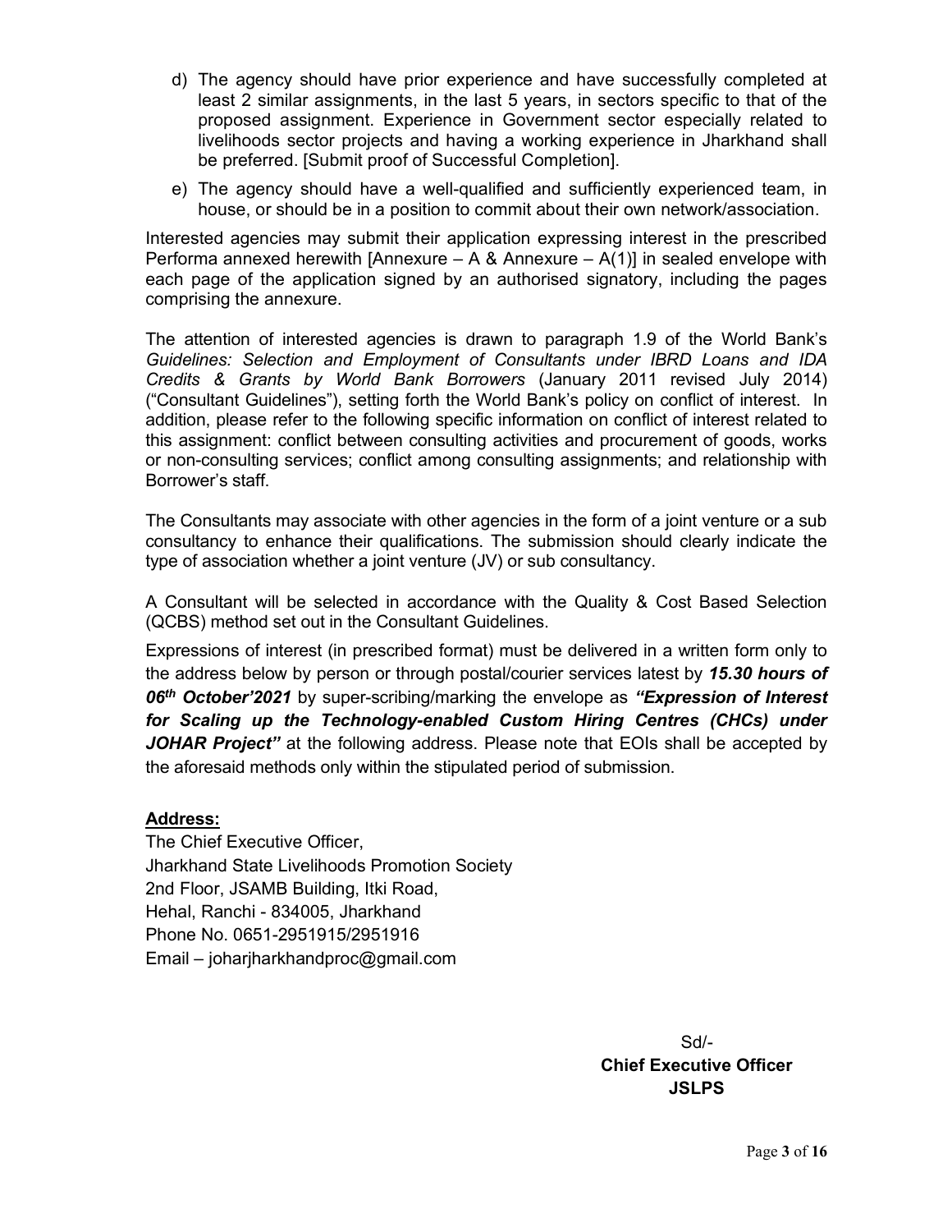d) The agency should have prior experience and have successfully completed at least 2 similar assignments, in the last 5 years, in sectors specific to that of the proposed assignment. Experience in Government sector especially related to livelihoods sector projects and having a working experience in Jharkhand shall be preferred. [Submit proof of Successful Completion].

e) The agency should have a well-qualified and sufficiently experienced team, in house, or should be in a position to commit about their own network/association.

Interested agencies may submit their application expressing interest in the prescribed Performa annexed herewith [Annexure – A & Annexure – A(1)] in sealed envelope with each page of the application signed by an authorised signatory, including the pages comprising the annexure.

The attention of interested agencies is drawn to paragraph 1.9 of the World Bank's *Guidelines: Selection and Employment of Consultants under IBRD Loans and IDA Credits & Grants by World Bank Borrowers* (January 2011 revised July 2014) ("Consultant Guidelines"), setting forth the World Bank's policy on conflict of interest. In addition, please refer to the following specific information on conflict of interest related to this assignment: conflict between consulting activities and procurement of goods, works or non-consulting services; conflict among consulting assignments; and relationship with Borrower's staff.

The Consultants may associate with other agencies in the form of a joint venture or a sub consultancy to enhance their qualifications. The submission should clearly indicate the type of association whether a joint venture (JV) or sub consultancy.

A Consultant will be selected in accordance with the Quality & Cost Based Selection (QCBS) method set out in the Consultant Guidelines.

Expressions of interest (in prescribed format) must be delivered in a written form only to the address below by person or through postal/courier services latest by ***15.30 hours of 06th October'2021*** by super-scribing/marking the envelope as ***"Expression of Interest for Scaling up the Technology-enabled Custom Hiring Centres (CHCs) under JOHAR Project"*** at the following address. Please note that EOIs shall be accepted by the aforesaid methods only within the stipulated period of submission.

**Address:**

The Chief Executive Officer,
Jharkhand State Livelihoods Promotion Society
2nd Floor, JSAMB Building, Itki Road,
Hehal, Ranchi - 834005, Jharkhand
Phone No. 0651-2951915/2951916
Email – joharjharkhandproc@gmail.com

Sd/-
**Chief Executive Officer**
**JSLPS**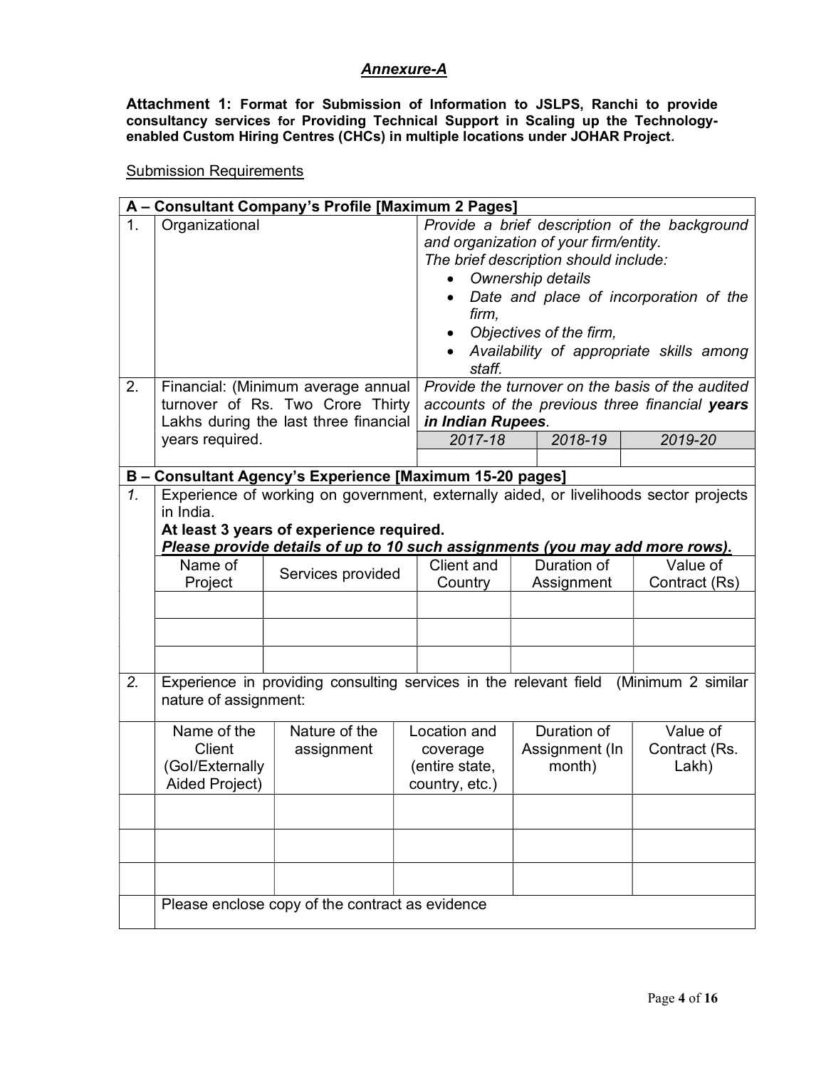## ***Annexure-A***

**Attachment 1: Format for Submission of Information to JSLPS, Ranchi to provide consultancy services for Providing Technical Support in Scaling up the Technology-enabled Custom Hiring Centres (CHCs) in multiple locations under JOHAR Project.**

Submission Requirements

| **A – Consultant Company's Profile [Maximum 2 Pages]** | | | | |
|---|---|---|---|---|
| 1. | Organizational | *Provide a brief description of the background and organization of your firm/entity.*<br>*The brief description should include:*<br>• *Ownership details*<br>• *Date and place of incorporation of the firm,*<br>• *Objectives of the firm,*<br>• *Availability of appropriate skills among staff.* | | |
| 2. | Financial: (Minimum average annual turnover of Rs. Two Crore Thirty Lakhs during the last three financial years required. | *Provide the turnover on the basis of the audited accounts of the previous three financial **years in Indian Rupees**.* | | |
| | | *2017-18* | *2018-19* | *2019-20* |
| | | | | |

**B – Consultant Agency's Experience [Maximum 15-20 pages]**

*1.* Experience of working on government, externally aided, or livelihoods sector projects in India.
**At least 3 years of experience required.**
***Please provide details of up to 10 such assignments (you may add more rows).***

| Name of Project | Services provided | Client and Country | Duration of Assignment | Value of Contract (Rs) |
|---|---|---|---|---|
| | | | | |
| | | | | |
| | | | | |

*2.* Experience in providing consulting services in the relevant field (Minimum 2 similar nature of assignment:

| Name of the Client (GoI/Externally Aided Project) | Nature of the assignment | Location and coverage (entire state, country, etc.) | Duration of Assignment (In month) | Value of Contract (Rs. Lakh) |
|---|---|---|---|---|
| | | | | |
| | | | | |
| | | | | |

Please enclose copy of the contract as evidence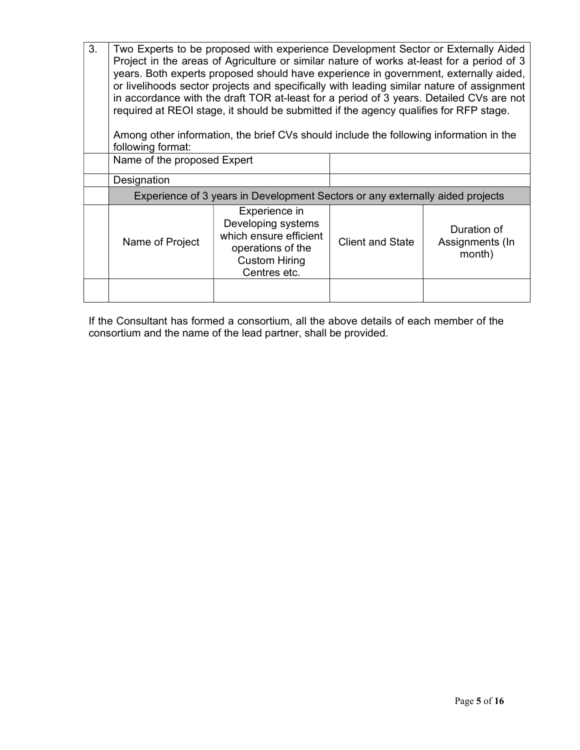| 3. | Two Experts to be proposed with experience Development Sector or Externally Aided Project in the areas of Agriculture or similar nature of works at-least for a period of 3 years. Both experts proposed should have experience in government, externally aided, or livelihoods sector projects and specifically with leading similar nature of assignment in accordance with the draft TOR at-least for a period of 3 years. Detailed CVs are not required at REOI stage, it should be submitted if the agency qualifies for RFP stage.<br><br>Among other information, the brief CVs should include the following information in the following format: | | | |
|---|---|---|---|---|
| | Name of the proposed Expert | | | |
| | Designation | | | |
| | Experience of 3 years in Development Sectors or any externally aided projects | | | |
| | Name of Project | Experience in Developing systems which ensure efficient operations of the Custom Hiring Centres etc. | Client and State | Duration of Assignments (In month) |
| | | | | |

If the Consultant has formed a consortium, all the above details of each member of the consortium and the name of the lead partner, shall be provided.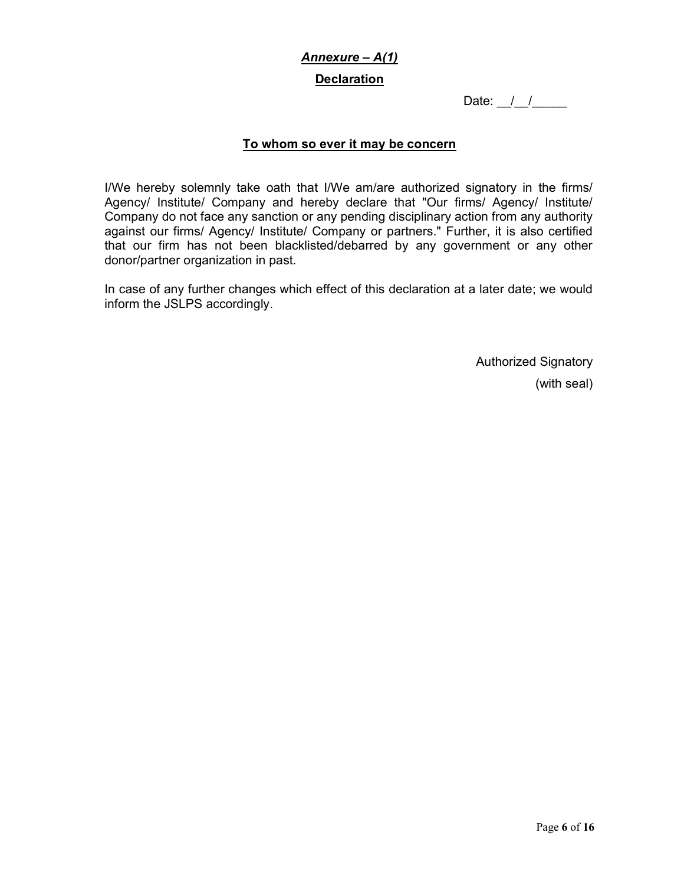***Annexure – A(1)***

**Declaration**

Date: __/__/_____

**To whom so ever it may be concern**

I/We hereby solemnly take oath that I/We am/are authorized signatory in the firms/ Agency/ Institute/ Company and hereby declare that "Our firms/ Agency/ Institute/ Company do not face any sanction or any pending disciplinary action from any authority against our firms/ Agency/ Institute/ Company or partners." Further, it is also certified that our firm has not been blacklisted/debarred by any government or any other donor/partner organization in past.

In case of any further changes which effect of this declaration at a later date; we would inform the JSLPS accordingly.

Authorized Signatory

(with seal)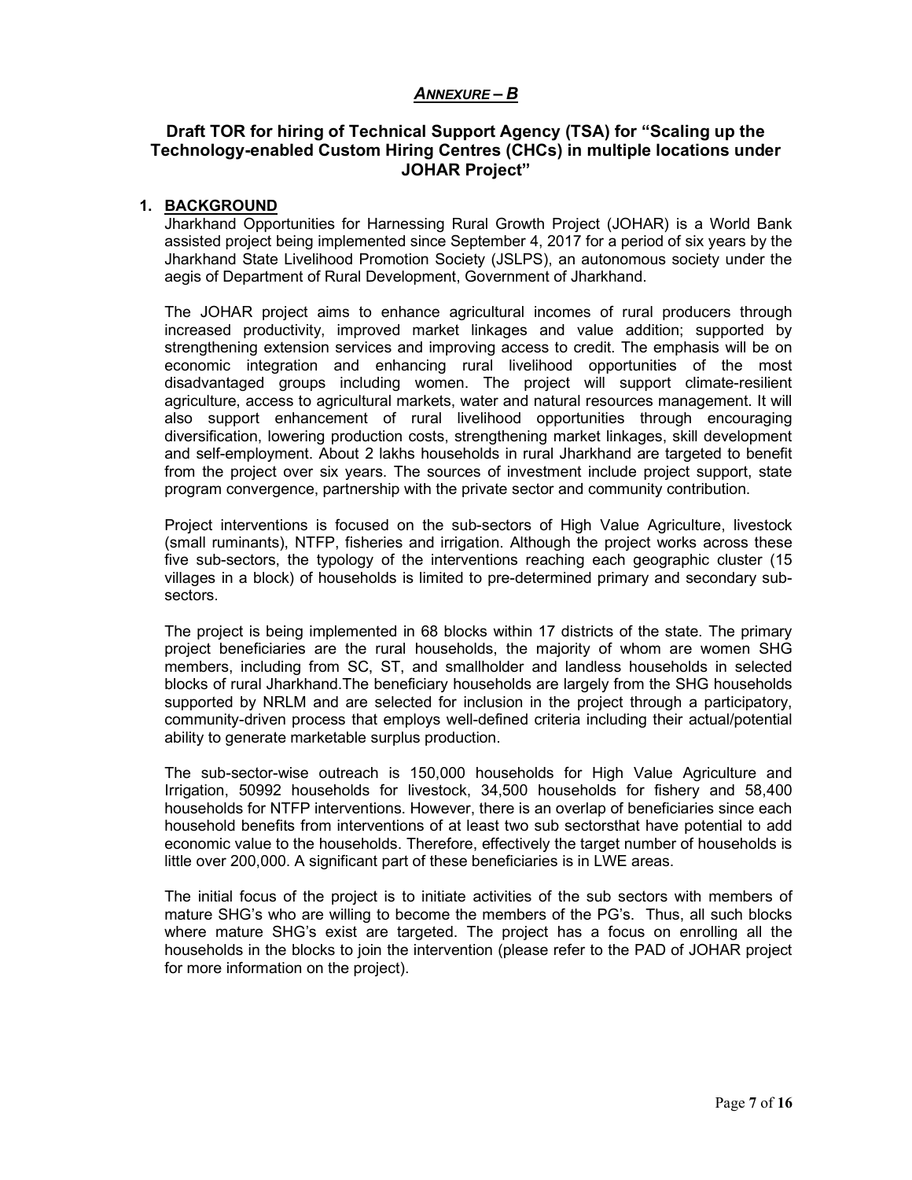## *ANNEXURE – B*

### Draft TOR for hiring of Technical Support Agency (TSA) for "Scaling up the Technology-enabled Custom Hiring Centres (CHCs) in multiple locations under JOHAR Project"

**1. BACKGROUND**

Jharkhand Opportunities for Harnessing Rural Growth Project (JOHAR) is a World Bank assisted project being implemented since September 4, 2017 for a period of six years by the Jharkhand State Livelihood Promotion Society (JSLPS), an autonomous society under the aegis of Department of Rural Development, Government of Jharkhand.

The JOHAR project aims to enhance agricultural incomes of rural producers through increased productivity, improved market linkages and value addition; supported by strengthening extension services and improving access to credit. The emphasis will be on economic integration and enhancing rural livelihood opportunities of the most disadvantaged groups including women. The project will support climate-resilient agriculture, access to agricultural markets, water and natural resources management. It will also support enhancement of rural livelihood opportunities through encouraging diversification, lowering production costs, strengthening market linkages, skill development and self-employment. About 2 lakhs households in rural Jharkhand are targeted to benefit from the project over six years. The sources of investment include project support, state program convergence, partnership with the private sector and community contribution.

Project interventions is focused on the sub-sectors of High Value Agriculture, livestock (small ruminants), NTFP, fisheries and irrigation. Although the project works across these five sub-sectors, the typology of the interventions reaching each geographic cluster (15 villages in a block) of households is limited to pre-determined primary and secondary sub-sectors.

The project is being implemented in 68 blocks within 17 districts of the state. The primary project beneficiaries are the rural households, the majority of whom are women SHG members, including from SC, ST, and smallholder and landless households in selected blocks of rural Jharkhand.The beneficiary households are largely from the SHG households supported by NRLM and are selected for inclusion in the project through a participatory, community-driven process that employs well-defined criteria including their actual/potential ability to generate marketable surplus production.

The sub-sector-wise outreach is 150,000 households for High Value Agriculture and Irrigation, 50992 households for livestock, 34,500 households for fishery and 58,400 households for NTFP interventions. However, there is an overlap of beneficiaries since each household benefits from interventions of at least two sub sectorsthat have potential to add economic value to the households. Therefore, effectively the target number of households is little over 200,000. A significant part of these beneficiaries is in LWE areas.

The initial focus of the project is to initiate activities of the sub sectors with members of mature SHG's who are willing to become the members of the PG's. Thus, all such blocks where mature SHG's exist are targeted. The project has a focus on enrolling all the households in the blocks to join the intervention (please refer to the PAD of JOHAR project for more information on the project).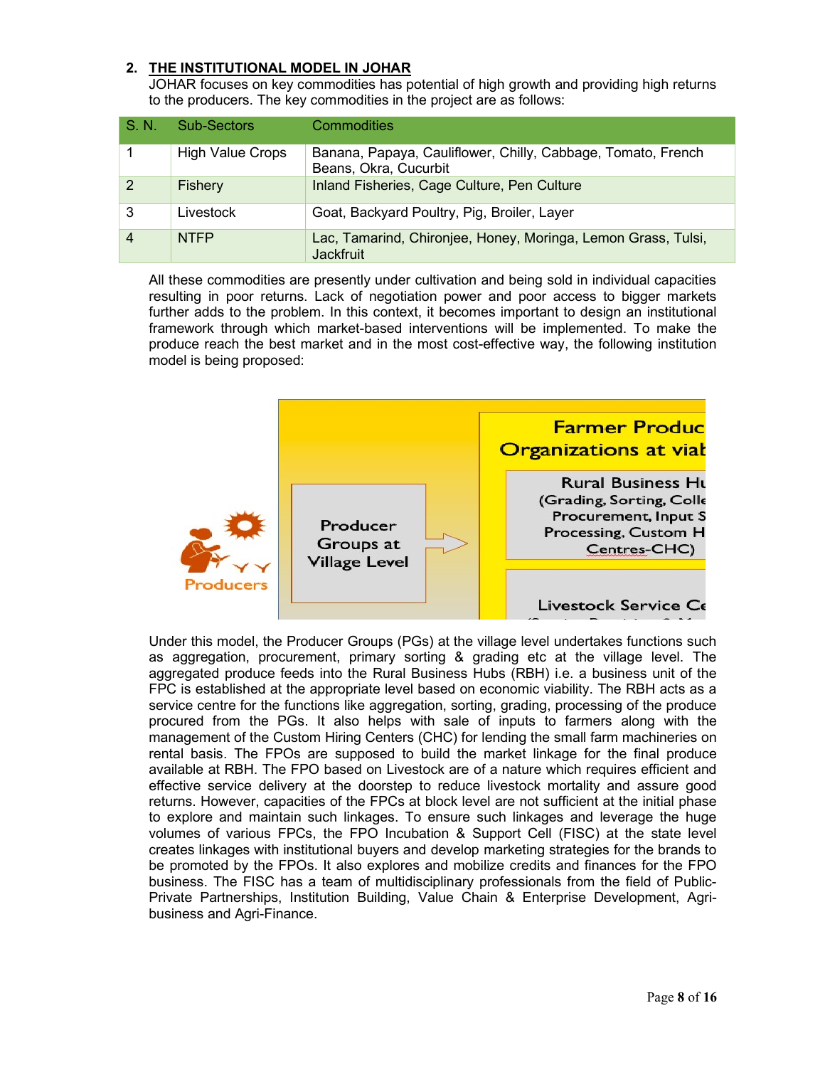## 2. THE INSTITUTIONAL MODEL IN JOHAR

JOHAR focuses on key commodities has potential of high growth and providing high returns to the producers. The key commodities in the project are as follows:

| S. N. | Sub-Sectors | Commodities |
|---|---|---|
| 1 | High Value Crops | Banana, Papaya, Cauliflower, Chilly, Cabbage, Tomato, French Beans, Okra, Cucurbit |
| 2 | Fishery | Inland Fisheries, Cage Culture, Pen Culture |
| 3 | Livestock | Goat, Backyard Poultry, Pig, Broiler, Layer |
| 4 | NTFP | Lac, Tamarind, Chironjee, Honey, Moringa, Lemon Grass, Tulsi, Jackfruit |

All these commodities are presently under cultivation and being sold in individual capacities resulting in poor returns. Lack of negotiation power and poor access to bigger markets further adds to the problem. In this context, it becomes important to design an institutional framework through which market-based interventions will be implemented. To make the produce reach the best market and in the most cost-effective way, the following institution model is being proposed:

Producers

Producer Groups at Village Level

Farmer Produc
Organizations at viat

Rural Business Hu
(Grading, Sorting, Colle
Procurement, Input S
Processing, Custom H
Centres-CHC)

Livestock Service Ce

Under this model, the Producer Groups (PGs) at the village level undertakes functions such as aggregation, procurement, primary sorting & grading etc at the village level. The aggregated produce feeds into the Rural Business Hubs (RBH) i.e. a business unit of the FPC is established at the appropriate level based on economic viability. The RBH acts as a service centre for the functions like aggregation, sorting, grading, processing of the produce procured from the PGs. It also helps with sale of inputs to farmers along with the management of the Custom Hiring Centers (CHC) for lending the small farm machineries on rental basis. The FPOs are supposed to build the market linkage for the final produce available at RBH. The FPO based on Livestock are of a nature which requires efficient and effective service delivery at the doorstep to reduce livestock mortality and assure good returns. However, capacities of the FPCs at block level are not sufficient at the initial phase to explore and maintain such linkages. To ensure such linkages and leverage the huge volumes of various FPCs, the FPO Incubation & Support Cell (FISC) at the state level creates linkages with institutional buyers and develop marketing strategies for the brands to be promoted by the FPOs. It also explores and mobilize credits and finances for the FPO business. The FISC has a team of multidisciplinary professionals from the field of Public-Private Partnerships, Institution Building, Value Chain & Enterprise Development, Agri-business and Agri-Finance.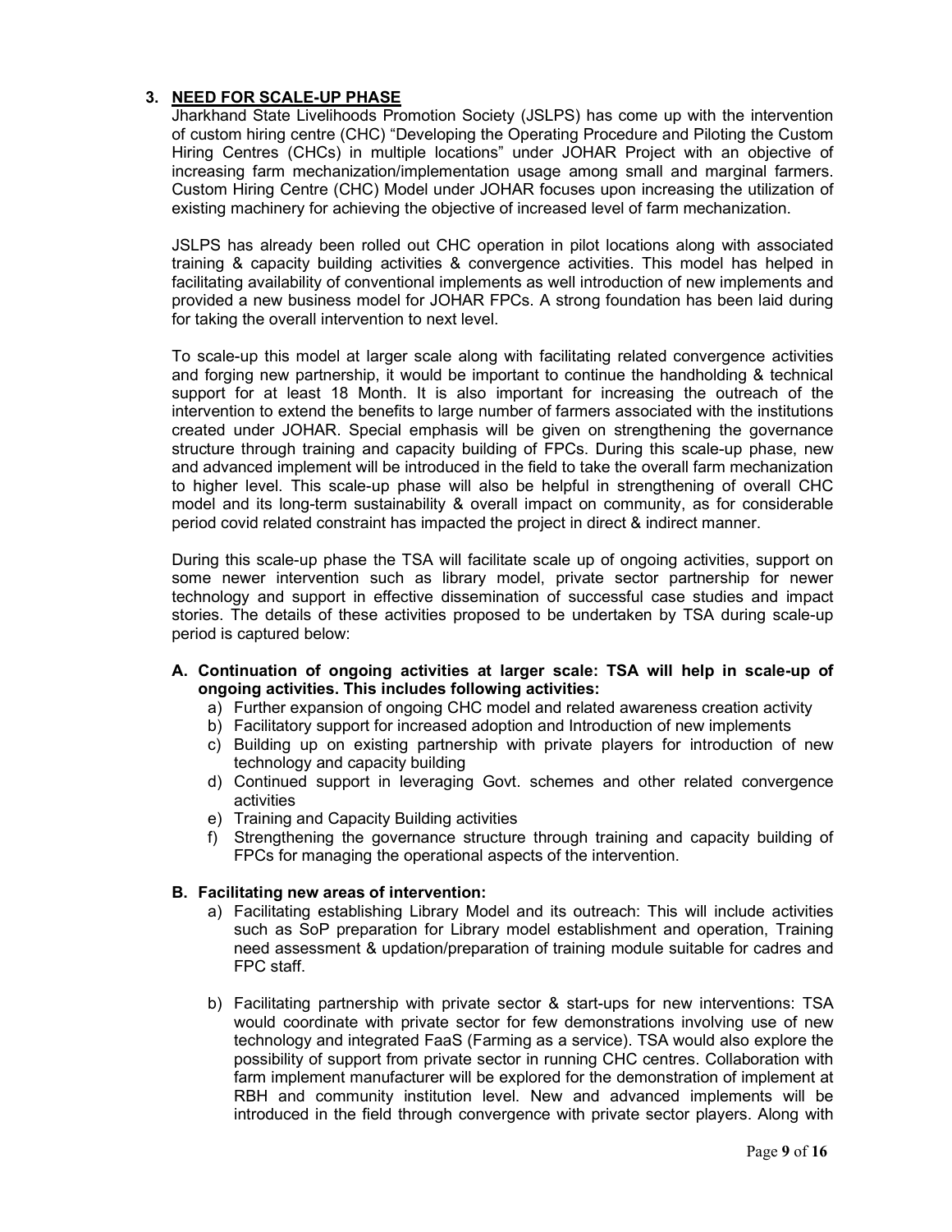## 3. NEED FOR SCALE-UP PHASE

Jharkhand State Livelihoods Promotion Society (JSLPS) has come up with the intervention of custom hiring centre (CHC) "Developing the Operating Procedure and Piloting the Custom Hiring Centres (CHCs) in multiple locations" under JOHAR Project with an objective of increasing farm mechanization/implementation usage among small and marginal farmers. Custom Hiring Centre (CHC) Model under JOHAR focuses upon increasing the utilization of existing machinery for achieving the objective of increased level of farm mechanization.

JSLPS has already been rolled out CHC operation in pilot locations along with associated training & capacity building activities & convergence activities. This model has helped in facilitating availability of conventional implements as well introduction of new implements and provided a new business model for JOHAR FPCs. A strong foundation has been laid during for taking the overall intervention to next level.

To scale-up this model at larger scale along with facilitating related convergence activities and forging new partnership, it would be important to continue the handholding & technical support for at least 18 Month. It is also important for increasing the outreach of the intervention to extend the benefits to large number of farmers associated with the institutions created under JOHAR. Special emphasis will be given on strengthening the governance structure through training and capacity building of FPCs. During this scale-up phase, new and advanced implement will be introduced in the field to take the overall farm mechanization to higher level. This scale-up phase will also be helpful in strengthening of overall CHC model and its long-term sustainability & overall impact on community, as for considerable period covid related constraint has impacted the project in direct & indirect manner.

During this scale-up phase the TSA will facilitate scale up of ongoing activities, support on some newer intervention such as library model, private sector partnership for newer technology and support in effective dissemination of successful case studies and impact stories. The details of these activities proposed to be undertaken by TSA during scale-up period is captured below:

**A. Continuation of ongoing activities at larger scale: TSA will help in scale-up of ongoing activities. This includes following activities:**

a) Further expansion of ongoing CHC model and related awareness creation activity
b) Facilitatory support for increased adoption and Introduction of new implements
c) Building up on existing partnership with private players for introduction of new technology and capacity building
d) Continued support in leveraging Govt. schemes and other related convergence activities
e) Training and Capacity Building activities
f) Strengthening the governance structure through training and capacity building of FPCs for managing the operational aspects of the intervention.

**B. Facilitating new areas of intervention:**

a) Facilitating establishing Library Model and its outreach: This will include activities such as SoP preparation for Library model establishment and operation, Training need assessment & updation/preparation of training module suitable for cadres and FPC staff.

b) Facilitating partnership with private sector & start-ups for new interventions: TSA would coordinate with private sector for few demonstrations involving use of new technology and integrated FaaS (Farming as a service). TSA would also explore the possibility of support from private sector in running CHC centres. Collaboration with farm implement manufacturer will be explored for the demonstration of implement at RBH and community institution level. New and advanced implements will be introduced in the field through convergence with private sector players. Along with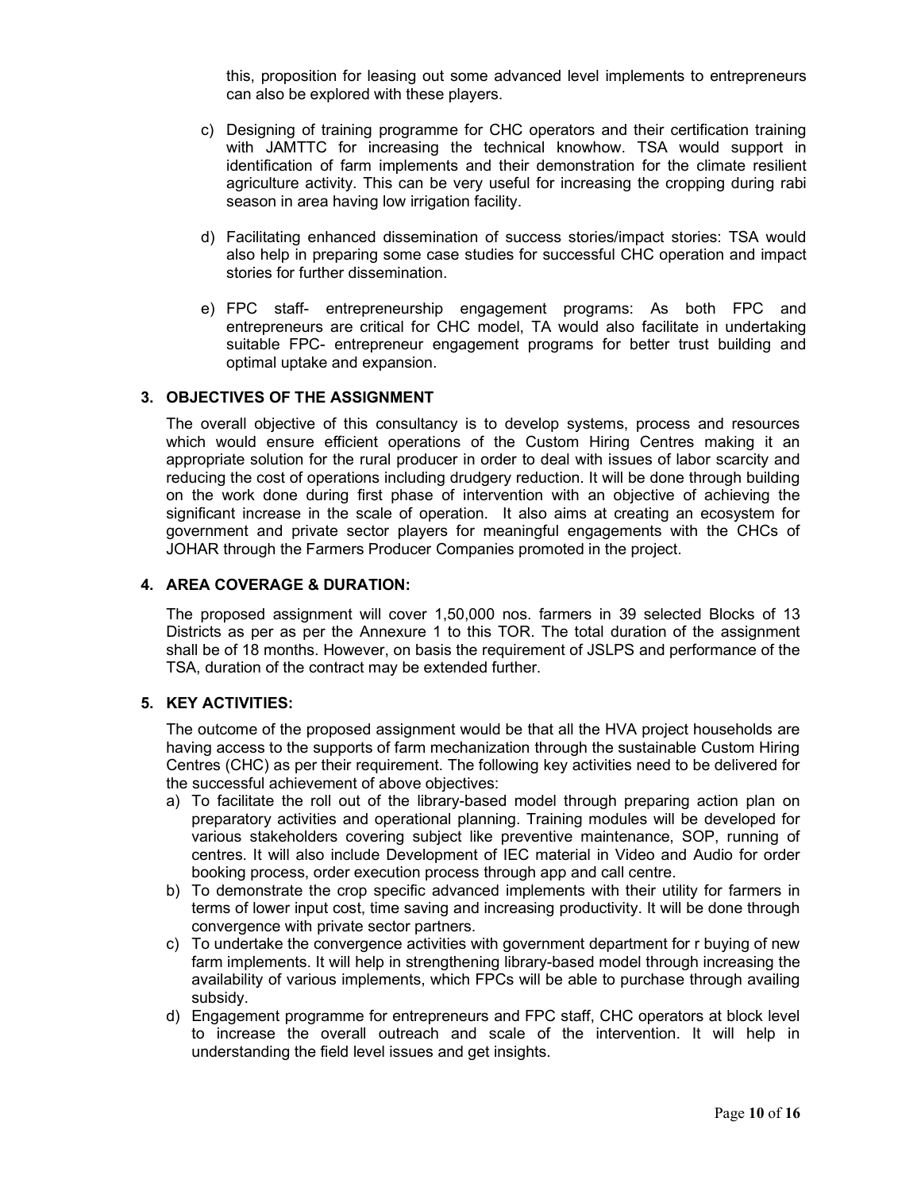this, proposition for leasing out some advanced level implements to entrepreneurs can also be explored with these players.

c) Designing of training programme for CHC operators and their certification training with JAMTTC for increasing the technical knowhow. TSA would support in identification of farm implements and their demonstration for the climate resilient agriculture activity. This can be very useful for increasing the cropping during rabi season in area having low irrigation facility.

d) Facilitating enhanced dissemination of success stories/impact stories: TSA would also help in preparing some case studies for successful CHC operation and impact stories for further dissemination.

e) FPC staff- entrepreneurship engagement programs: As both FPC and entrepreneurs are critical for CHC model, TA would also facilitate in undertaking suitable FPC- entrepreneur engagement programs for better trust building and optimal uptake and expansion.

## 3. OBJECTIVES OF THE ASSIGNMENT

The overall objective of this consultancy is to develop systems, process and resources which would ensure efficient operations of the Custom Hiring Centres making it an appropriate solution for the rural producer in order to deal with issues of labor scarcity and reducing the cost of operations including drudgery reduction. It will be done through building on the work done during first phase of intervention with an objective of achieving the significant increase in the scale of operation. It also aims at creating an ecosystem for government and private sector players for meaningful engagements with the CHCs of JOHAR through the Farmers Producer Companies promoted in the project.

## 4. AREA COVERAGE & DURATION:

The proposed assignment will cover 1,50,000 nos. farmers in 39 selected Blocks of 13 Districts as per as per the Annexure 1 to this TOR. The total duration of the assignment shall be of 18 months. However, on basis the requirement of JSLPS and performance of the TSA, duration of the contract may be extended further.

## 5. KEY ACTIVITIES:

The outcome of the proposed assignment would be that all the HVA project households are having access to the supports of farm mechanization through the sustainable Custom Hiring Centres (CHC) as per their requirement. The following key activities need to be delivered for the successful achievement of above objectives:

a) To facilitate the roll out of the library-based model through preparing action plan on preparatory activities and operational planning. Training modules will be developed for various stakeholders covering subject like preventive maintenance, SOP, running of centres. It will also include Development of IEC material in Video and Audio for order booking process, order execution process through app and call centre.
b) To demonstrate the crop specific advanced implements with their utility for farmers in terms of lower input cost, time saving and increasing productivity. It will be done through convergence with private sector partners.
c) To undertake the convergence activities with government department for r buying of new farm implements. It will help in strengthening library-based model through increasing the availability of various implements, which FPCs will be able to purchase through availing subsidy.
d) Engagement programme for entrepreneurs and FPC staff, CHC operators at block level to increase the overall outreach and scale of the intervention. It will help in understanding the field level issues and get insights.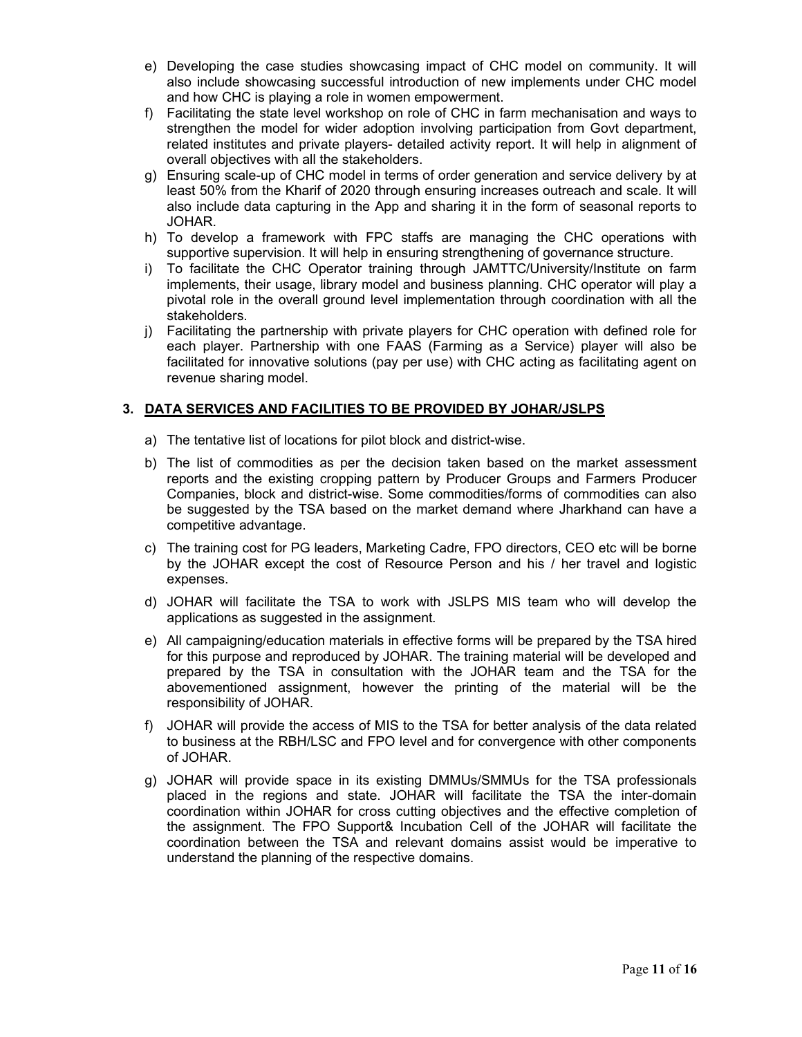e) Developing the case studies showcasing impact of CHC model on community. It will also include showcasing successful introduction of new implements under CHC model and how CHC is playing a role in women empowerment.

f) Facilitating the state level workshop on role of CHC in farm mechanisation and ways to strengthen the model for wider adoption involving participation from Govt department, related institutes and private players- detailed activity report. It will help in alignment of overall objectives with all the stakeholders.

g) Ensuring scale-up of CHC model in terms of order generation and service delivery by at least 50% from the Kharif of 2020 through ensuring increases outreach and scale. It will also include data capturing in the App and sharing it in the form of seasonal reports to JOHAR.

h) To develop a framework with FPC staffs are managing the CHC operations with supportive supervision. It will help in ensuring strengthening of governance structure.

i) To facilitate the CHC Operator training through JAMTTC/University/Institute on farm implements, their usage, library model and business planning. CHC operator will play a pivotal role in the overall ground level implementation through coordination with all the stakeholders.

j) Facilitating the partnership with private players for CHC operation with defined role for each player. Partnership with one FAAS (Farming as a Service) player will also be facilitated for innovative solutions (pay per use) with CHC acting as facilitating agent on revenue sharing model.

## 3. DATA SERVICES AND FACILITIES TO BE PROVIDED BY JOHAR/JSLPS

a) The tentative list of locations for pilot block and district-wise.

b) The list of commodities as per the decision taken based on the market assessment reports and the existing cropping pattern by Producer Groups and Farmers Producer Companies, block and district-wise. Some commodities/forms of commodities can also be suggested by the TSA based on the market demand where Jharkhand can have a competitive advantage.

c) The training cost for PG leaders, Marketing Cadre, FPO directors, CEO etc will be borne by the JOHAR except the cost of Resource Person and his / her travel and logistic expenses.

d) JOHAR will facilitate the TSA to work with JSLPS MIS team who will develop the applications as suggested in the assignment.

e) All campaigning/education materials in effective forms will be prepared by the TSA hired for this purpose and reproduced by JOHAR. The training material will be developed and prepared by the TSA in consultation with the JOHAR team and the TSA for the abovementioned assignment, however the printing of the material will be the responsibility of JOHAR.

f) JOHAR will provide the access of MIS to the TSA for better analysis of the data related to business at the RBH/LSC and FPO level and for convergence with other components of JOHAR.

g) JOHAR will provide space in its existing DMMUs/SMMUs for the TSA professionals placed in the regions and state. JOHAR will facilitate the TSA the inter-domain coordination within JOHAR for cross cutting objectives and the effective completion of the assignment. The FPO Support& Incubation Cell of the JOHAR will facilitate the coordination between the TSA and relevant domains assist would be imperative to understand the planning of the respective domains.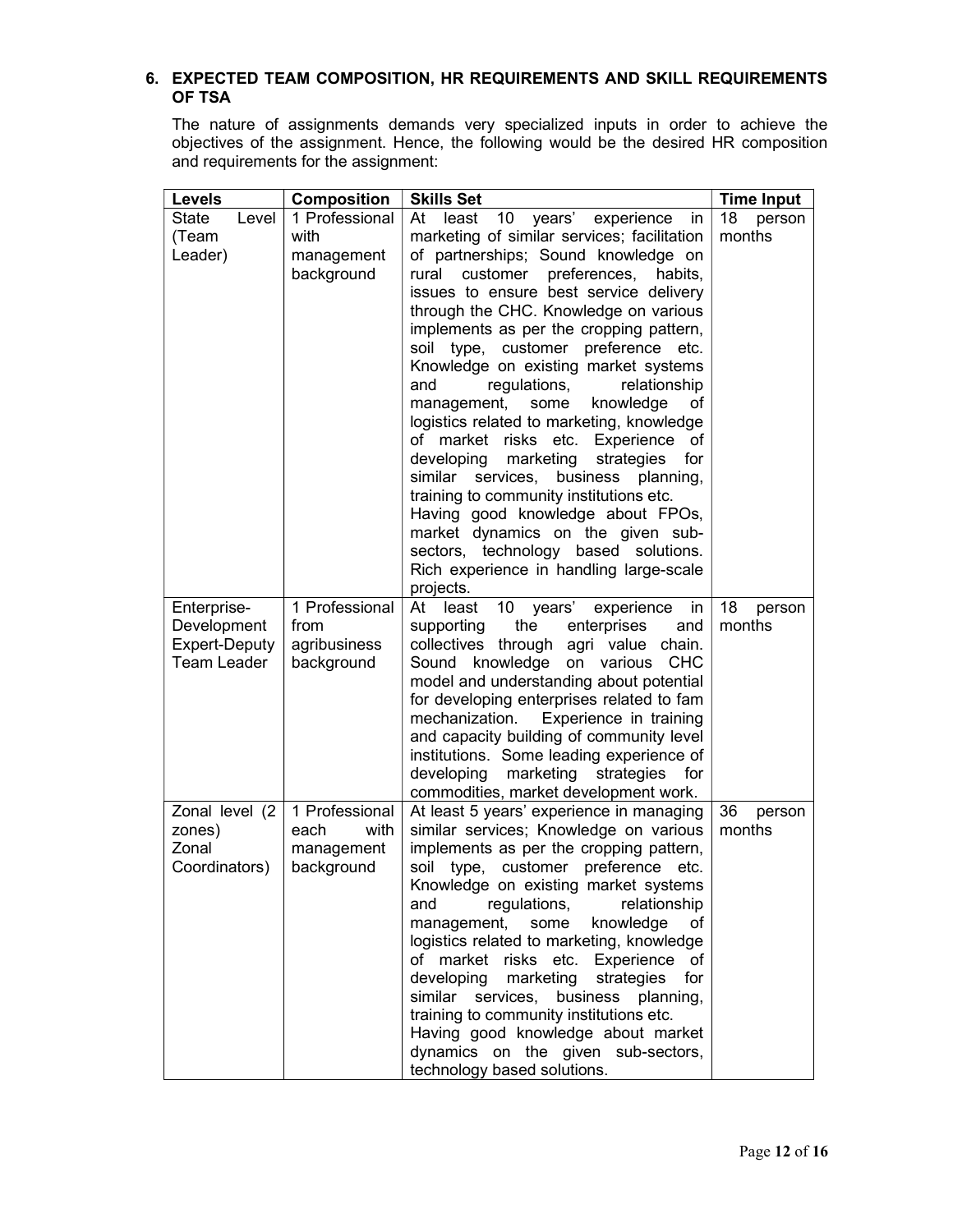## 6. EXPECTED TEAM COMPOSITION, HR REQUIREMENTS AND SKILL REQUIREMENTS OF TSA

The nature of assignments demands very specialized inputs in order to achieve the objectives of the assignment. Hence, the following would be the desired HR composition and requirements for the assignment:

| Levels | Composition | Skills Set | Time Input |
|---|---|---|---|
| State Level (Team Leader) | 1 Professional with management background | At least 10 years' experience in marketing of similar services; facilitation of partnerships; Sound knowledge on rural customer preferences, habits, issues to ensure best service delivery through the CHC. Knowledge on various implements as per the cropping pattern, soil type, customer preference etc. Knowledge on existing market systems and regulations, relationship management, some knowledge of logistics related to marketing, knowledge of market risks etc. Experience of developing marketing strategies for similar services, business planning, training to community institutions etc. Having good knowledge about FPOs, market dynamics on the given sub-sectors, technology based solutions. Rich experience in handling large-scale projects. | 18 person months |
| Enterprise-Development Expert-Deputy Team Leader | 1 Professional from agribusiness background | At least 10 years' experience in supporting the enterprises and collectives through agri value chain. Sound knowledge on various CHC model and understanding about potential for developing enterprises related to fam mechanization. Experience in training and capacity building of community level institutions. Some leading experience of developing marketing strategies for commodities, market development work. | 18 person months |
| Zonal level (2 zones) Zonal Coordinators) | 1 Professional each with management background | At least 5 years' experience in managing similar services; Knowledge on various implements as per the cropping pattern, soil type, customer preference etc. Knowledge on existing market systems and regulations, relationship management, some knowledge of logistics related to marketing, knowledge of market risks etc. Experience of developing marketing strategies for similar services, business planning, training to community institutions etc. Having good knowledge about market dynamics on the given sub-sectors, technology based solutions. | 36 person months |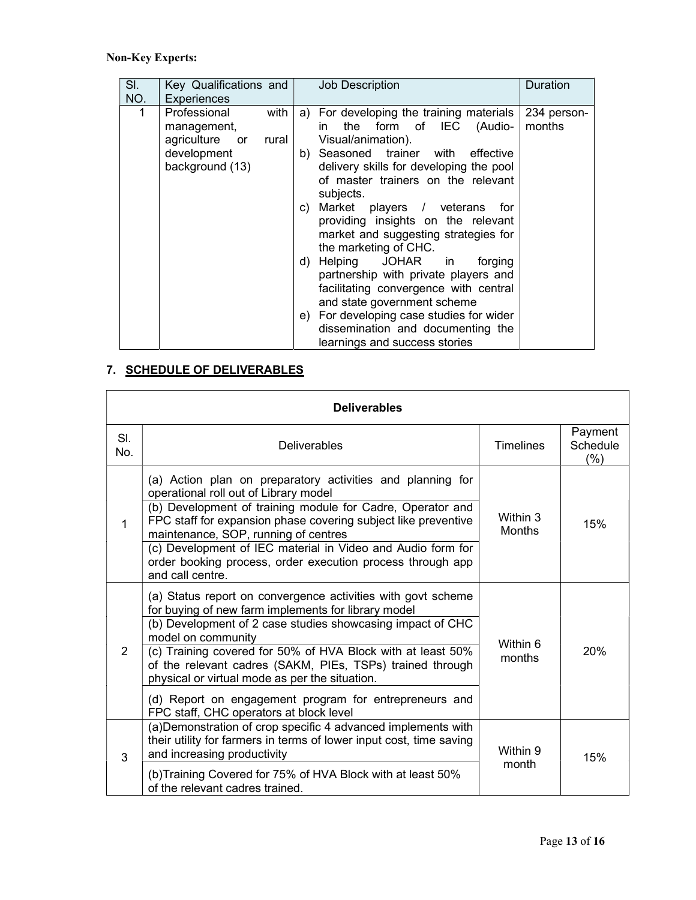**Non-Key Experts:**

| Sl. NO. | Key Qualifications and Experiences | Job Description | Duration |
|---|---|---|---|
| 1 | Professional with management, agriculture or rural development background (13) | a) For developing the training materials in the form of IEC (Audio-Visual/animation).<br>b) Seasoned trainer with effective delivery skills for developing the pool of master trainers on the relevant subjects.<br>c) Market players / veterans for providing insights on the relevant market and suggesting strategies for the marketing of CHC.<br>d) Helping JOHAR in forging partnership with private players and facilitating convergence with central and state government scheme<br>e) For developing case studies for wider dissemination and documenting the learnings and success stories | 234 person-months |

## 7. SCHEDULE OF DELIVERABLES

| Deliverables | | | |
|---|---|---|---|
| Sl. No. | Deliverables | Timelines | Payment Schedule (%) |
| 1 | (a) Action plan on preparatory activities and planning for operational roll out of Library model | Within 3 Months | 15% |
| | (b) Development of training module for Cadre, Operator and FPC staff for expansion phase covering subject like preventive maintenance, SOP, running of centres | | |
| | (c) Development of IEC material in Video and Audio form for order booking process, order execution process through app and call centre. | | |
| 2 | (a) Status report on convergence activities with govt scheme for buying of new farm implements for library model | Within 6 months | 20% |
| | (b) Development of 2 case studies showcasing impact of CHC model on community | | |
| | (c) Training covered for 50% of HVA Block with at least 50% of the relevant cadres (SAKM, PIEs, TSPs) trained through physical or virtual mode as per the situation. | | |
| | (d) Report on engagement program for entrepreneurs and FPC staff, CHC operators at block level | | |
| 3 | (a)Demonstration of crop specific 4 advanced implements with their utility for farmers in terms of lower input cost, time saving and increasing productivity | Within 9 month | 15% |
| | (b)Training Covered for 75% of HVA Block with at least 50% of the relevant cadres trained. | | |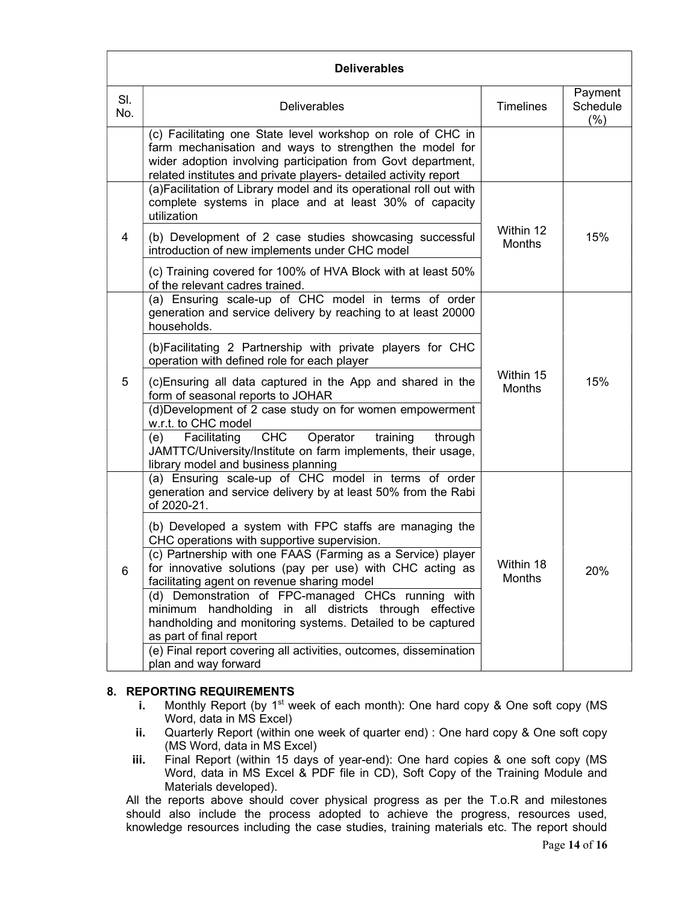| Deliverables | | | |
|---|---|---|---|
| Sl. No. | Deliverables | Timelines | Payment Schedule (%) |
| | (c) Facilitating one State level workshop on role of CHC in farm mechanisation and ways to strengthen the model for wider adoption involving participation from Govt department, related institutes and private players- detailed activity report | | |
| 4 | (a)Facilitation of Library model and its operational roll out with complete systems in place and at least 30% of capacity utilization | Within 12 Months | 15% |
| | (b) Development of 2 case studies showcasing successful introduction of new implements under CHC model | | |
| | (c) Training covered for 100% of HVA Block with at least 50% of the relevant cadres trained. | | |
| 5 | (a) Ensuring scale-up of CHC model in terms of order generation and service delivery by reaching to at least 20000 households. | Within 15 Months | 15% |
| | (b)Facilitating 2 Partnership with private players for CHC operation with defined role for each player | | |
| | (c)Ensuring all data captured in the App and shared in the form of seasonal reports to JOHAR | | |
| | (d)Development of 2 case study on for women empowerment w.r.t. to CHC model | | |
| | (e) Facilitating CHC Operator training through JAMTTC/University/Institute on farm implements, their usage, library model and business planning | | |
| 6 | (a) Ensuring scale-up of CHC model in terms of order generation and service delivery by at least 50% from the Rabi of 2020-21. | Within 18 Months | 20% |
| | (b) Developed a system with FPC staffs are managing the CHC operations with supportive supervision. | | |
| | (c) Partnership with one FAAS (Farming as a Service) player for innovative solutions (pay per use) with CHC acting as facilitating agent on revenue sharing model | | |
| | (d) Demonstration of FPC-managed CHCs running with minimum handholding in all districts through effective handholding and monitoring systems. Detailed to be captured as part of final report | | |
| | (e) Final report covering all activities, outcomes, dissemination plan and way forward | | |

## 8. REPORTING REQUIREMENTS

i. Monthly Report (by 1st week of each month): One hard copy & One soft copy (MS Word, data in MS Excel)

ii. Quarterly Report (within one week of quarter end) : One hard copy & One soft copy (MS Word, data in MS Excel)

iii. Final Report (within 15 days of year-end): One hard copies & one soft copy (MS Word, data in MS Excel & PDF file in CD), Soft Copy of the Training Module and Materials developed).

All the reports above should cover physical progress as per the T.o.R and milestones should also include the process adopted to achieve the progress, resources used, knowledge resources including the case studies, training materials etc. The report should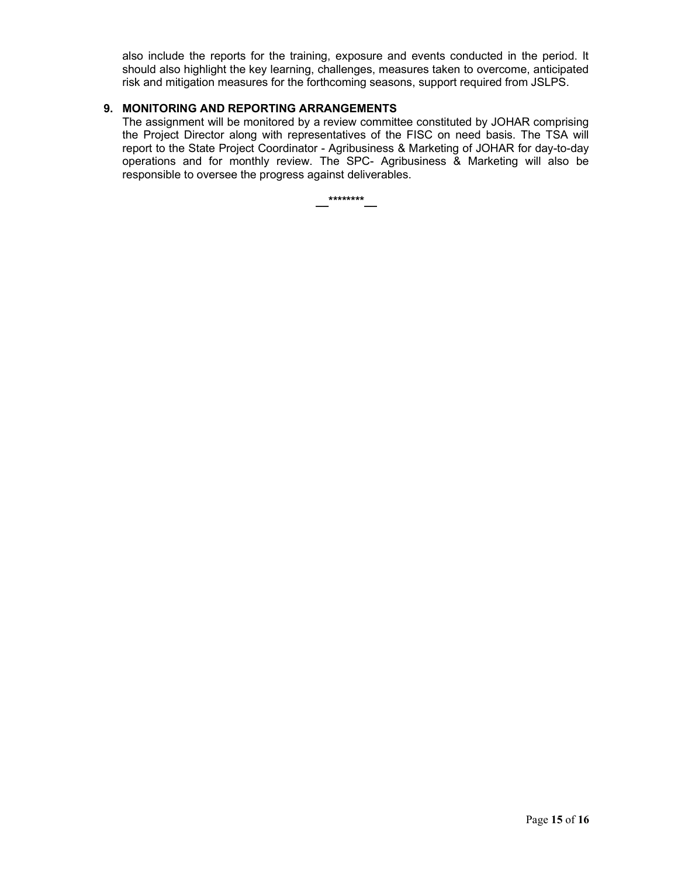also include the reports for the training, exposure and events conducted in the period. It should also highlight the key learning, challenges, measures taken to overcome, anticipated risk and mitigation measures for the forthcoming seasons, support required from JSLPS.

## 9. MONITORING AND REPORTING ARRANGEMENTS

The assignment will be monitored by a review committee constituted by JOHAR comprising the Project Director along with representatives of the FISC on need basis. The TSA will report to the State Project Coordinator - Agribusiness & Marketing of JOHAR for day-to-day operations and for monthly review. The SPC- Agribusiness & Marketing will also be responsible to oversee the progress against deliverables.

__********__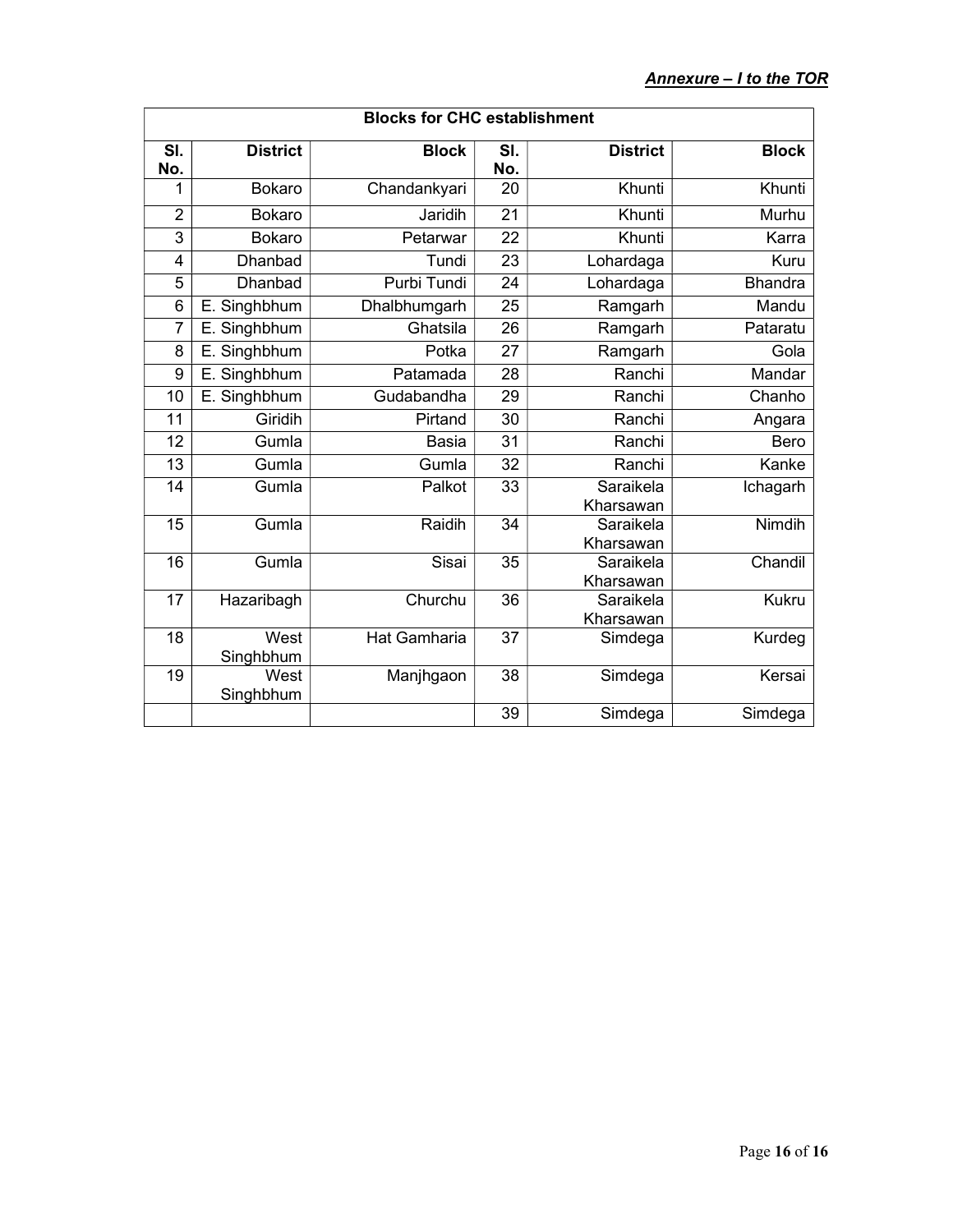***Annexure – I to the TOR***

| Blocks for CHC establishment | | | | | |
|---|---|---|---|---|---|
| **Sl. No.** | **District** | **Block** | **Sl. No.** | **District** | **Block** |
| 1 | Bokaro | Chandankyari | 20 | Khunti | Khunti |
| 2 | Bokaro | Jaridih | 21 | Khunti | Murhu |
| 3 | Bokaro | Petarwar | 22 | Khunti | Karra |
| 4 | Dhanbad | Tundi | 23 | Lohardaga | Kuru |
| 5 | Dhanbad | Purbi Tundi | 24 | Lohardaga | Bhandra |
| 6 | E. Singhbhum | Dhalbhumgarh | 25 | Ramgarh | Mandu |
| 7 | E. Singhbhum | Ghatsila | 26 | Ramgarh | Pataratu |
| 8 | E. Singhbhum | Potka | 27 | Ramgarh | Gola |
| 9 | E. Singhbhum | Patamada | 28 | Ranchi | Mandar |
| 10 | E. Singhbhum | Gudabandha | 29 | Ranchi | Chanho |
| 11 | Giridih | Pirtand | 30 | Ranchi | Angara |
| 12 | Gumla | Basia | 31 | Ranchi | Bero |
| 13 | Gumla | Gumla | 32 | Ranchi | Kanke |
| 14 | Gumla | Palkot | 33 | Saraikela Kharsawan | Ichagarh |
| 15 | Gumla | Raidih | 34 | Saraikela Kharsawan | Nimdih |
| 16 | Gumla | Sisai | 35 | Saraikela Kharsawan | Chandil |
| 17 | Hazaribagh | Churchu | 36 | Saraikela Kharsawan | Kukru |
| 18 | West Singhbhum | Hat Gamharia | 37 | Simdega | Kurdeg |
| 19 | West Singhbhum | Manjhgaon | 38 | Simdega | Kersai |
| | | | 39 | Simdega | Simdega |